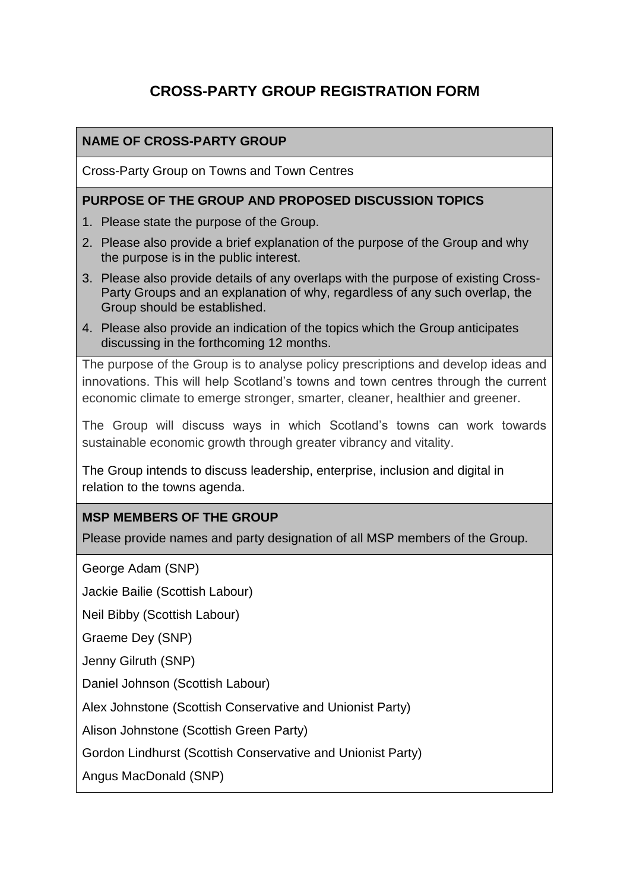# CROSS-PARTY GROUP REGISTRATION FORM

### NAME OF CROSS-PARTY GROUP

Cross-Party Group on Towns and Town Centres

### PURPOSE OF THE GROUP AND PROPOSED DISCUSSION TOPICS

1. Please state the purpose of the Group.
2. Please also provide a brief explanation of the purpose of the Group and why the purpose is in the public interest.
3. Please also provide details of any overlaps with the purpose of existing Cross-Party Groups and an explanation of why, regardless of any such overlap, the Group should be established.
4. Please also provide an indication of the topics which the Group anticipates discussing in the forthcoming 12 months.

The purpose of the Group is to analyse policy prescriptions and develop ideas and innovations. This will help Scotland's towns and town centres through the current economic climate to emerge stronger, smarter, cleaner, healthier and greener.

The Group will discuss ways in which Scotland's towns can work towards sustainable economic growth through greater vibrancy and vitality.

The Group intends to discuss leadership, enterprise, inclusion and digital in relation to the towns agenda.

### MSP MEMBERS OF THE GROUP

Please provide names and party designation of all MSP members of the Group.

George Adam (SNP)

Jackie Bailie (Scottish Labour)

Neil Bibby (Scottish Labour)

Graeme Dey (SNP)

Jenny Gilruth (SNP)

Daniel Johnson (Scottish Labour)

Alex Johnstone (Scottish Conservative and Unionist Party)

Alison Johnstone (Scottish Green Party)

Gordon Lindhurst (Scottish Conservative and Unionist Party)

Angus MacDonald (SNP)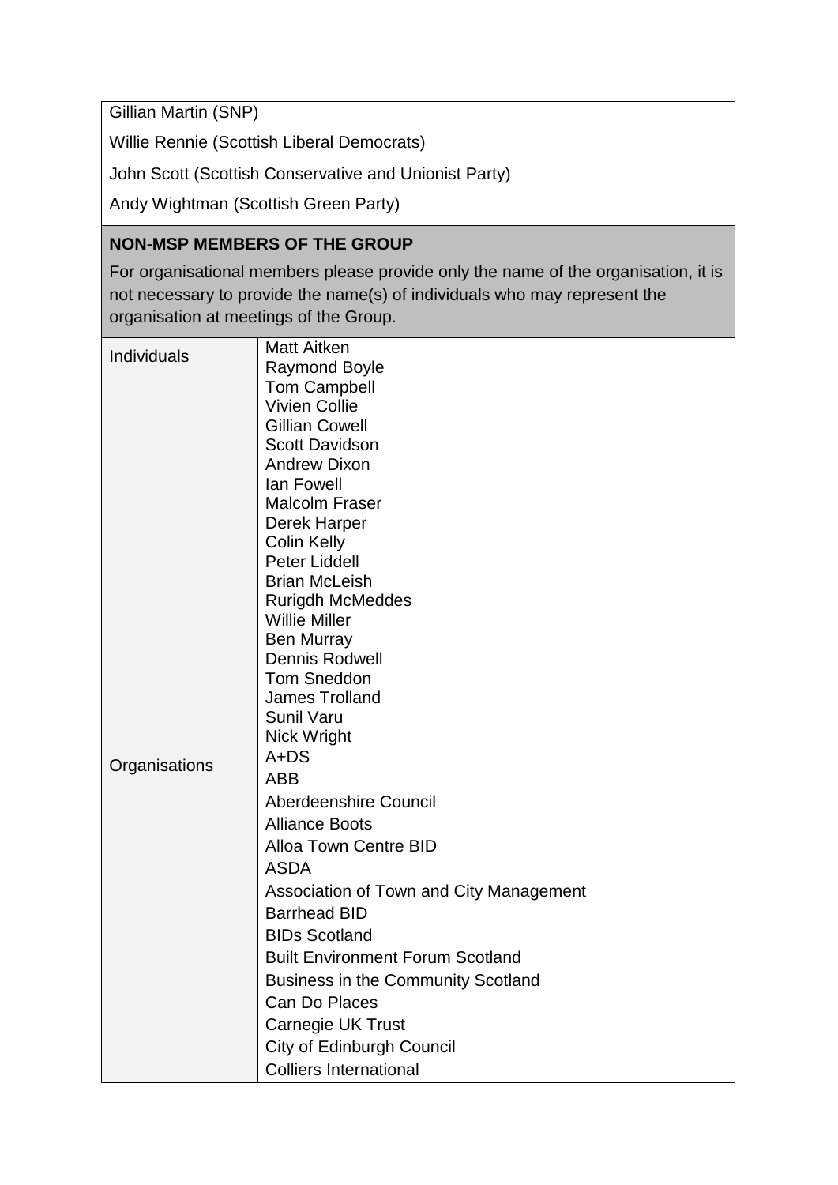| Gillian Martin (SNP) |
|---|
| Willie Rennie (Scottish Liberal Democrats) |
| John Scott (Scottish Conservative and Unionist Party) |
| Andy Wightman (Scottish Green Party) |

**NON-MSP MEMBERS OF THE GROUP**

For organisational members please provide only the name of the organisation, it is not necessary to provide the name(s) of individuals who may represent the organisation at meetings of the Group.

| | |
|---|---|
| Individuals | Matt Aitken<br>Raymond Boyle<br>Tom Campbell<br>Vivien Collie<br>Gillian Cowell<br>Scott Davidson<br>Andrew Dixon<br>Ian Fowell<br>Malcolm Fraser<br>Derek Harper<br>Colin Kelly<br>Peter Liddell<br>Brian McLeish<br>Rurigdh McMeddes<br>Willie Miller<br>Ben Murray<br>Dennis Rodwell<br>Tom Sneddon<br>James Trolland<br>Sunil Varu<br>Nick Wright |
| Organisations | A+DS<br>ABB<br>Aberdeenshire Council<br>Alliance Boots<br>Alloa Town Centre BID<br>ASDA<br>Association of Town and City Management<br>Barrhead BID<br>BIDs Scotland<br>Built Environment Forum Scotland<br>Business in the Community Scotland<br>Can Do Places<br>Carnegie UK Trust<br>City of Edinburgh Council<br>Colliers International |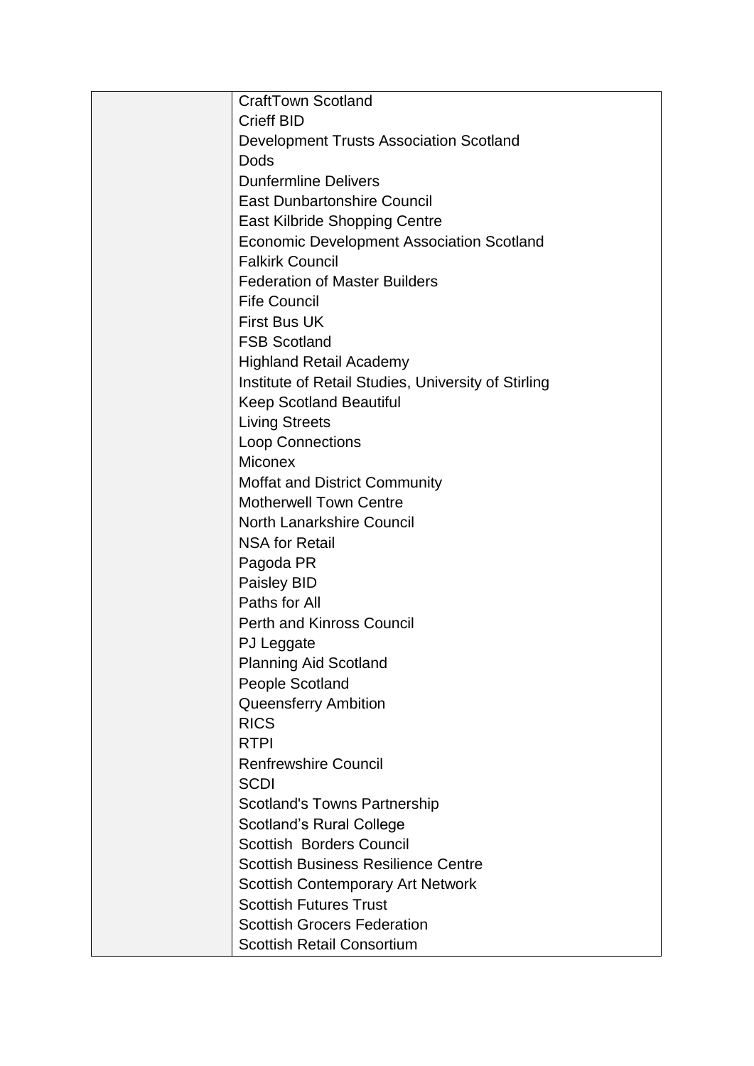| | |
|---|---|
| | CraftTown Scotland<br>Crieff BID<br>Development Trusts Association Scotland<br>Dods<br>Dunfermline Delivers<br>East Dunbartonshire Council<br>East Kilbride Shopping Centre<br>Economic Development Association Scotland<br>Falkirk Council<br>Federation of Master Builders<br>Fife Council<br>First Bus UK<br>FSB Scotland<br>Highland Retail Academy<br>Institute of Retail Studies, University of Stirling<br>Keep Scotland Beautiful<br>Living Streets<br>Loop Connections<br>Miconex<br>Moffat and District Community<br>Motherwell Town Centre<br>North Lanarkshire Council<br>NSA for Retail<br>Pagoda PR<br>Paisley BID<br>Paths for All<br>Perth and Kinross Council<br>PJ Leggate<br>Planning Aid Scotland<br>People Scotland<br>Queensferry Ambition<br>RICS<br>RTPI<br>Renfrewshire Council<br>SCDI<br>Scotland's Towns Partnership<br>Scotland's Rural College<br>Scottish Borders Council<br>Scottish Business Resilience Centre<br>Scottish Contemporary Art Network<br>Scottish Futures Trust<br>Scottish Grocers Federation<br>Scottish Retail Consortium |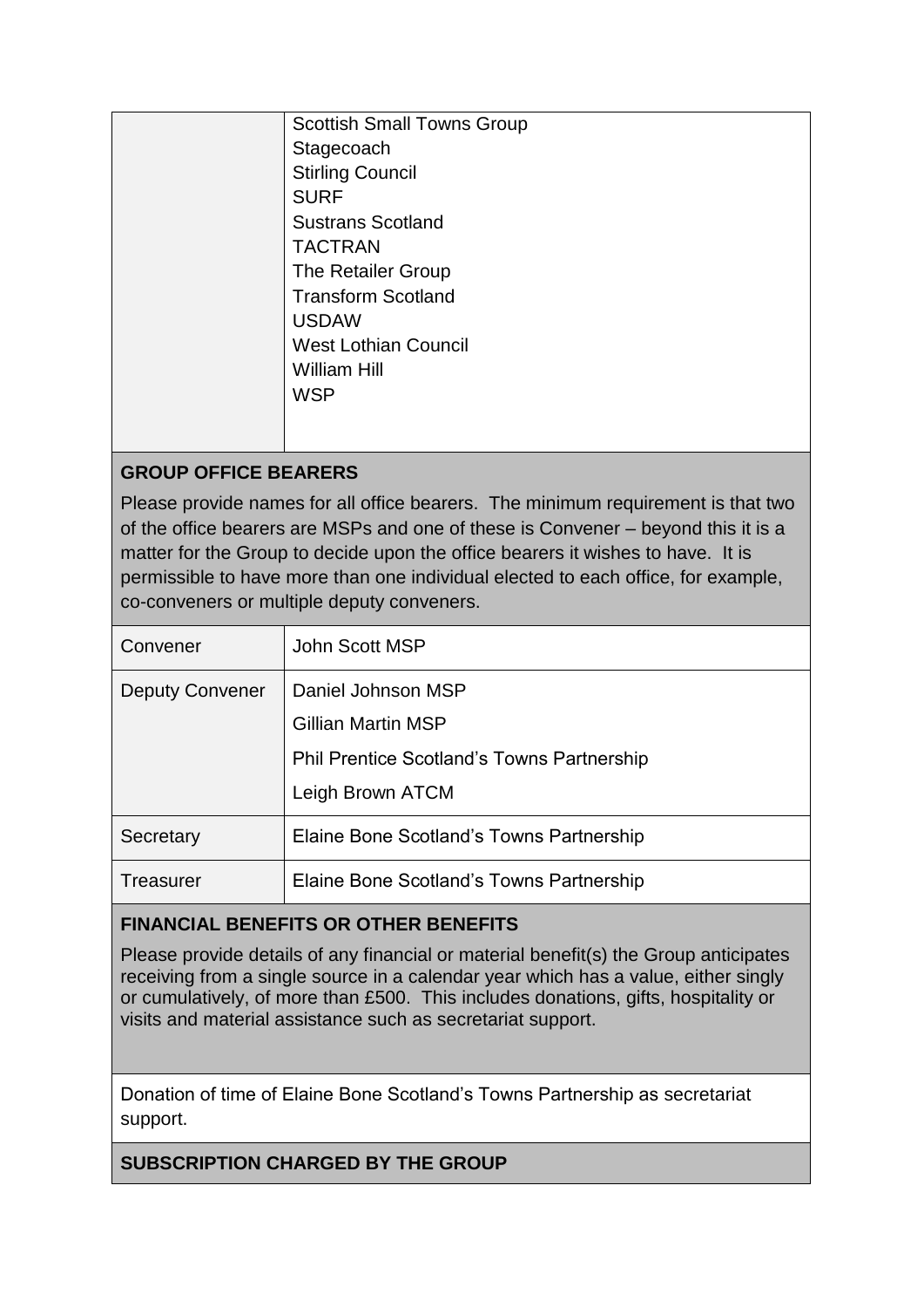| | |
|---|---|
| | Scottish Small Towns Group<br>Stagecoach<br>Stirling Council<br>SURF<br>Sustrans Scotland<br>TACTRAN<br>The Retailer Group<br>Transform Scotland<br>USDAW<br>West Lothian Council<br>William Hill<br>WSP |

**GROUP OFFICE BEARERS**

Please provide names for all office bearers. The minimum requirement is that two of the office bearers are MSPs and one of these is Convener – beyond this it is a matter for the Group to decide upon the office bearers it wishes to have. It is permissible to have more than one individual elected to each office, for example, co-conveners or multiple deputy conveners.

| | |
|---|---|
| Convener | John Scott MSP |
| Deputy Convener | Daniel Johnson MSP<br>Gillian Martin MSP<br>Phil Prentice Scotland's Towns Partnership<br>Leigh Brown ATCM |
| Secretary | Elaine Bone Scotland's Towns Partnership |
| Treasurer | Elaine Bone Scotland's Towns Partnership |

**FINANCIAL BENEFITS OR OTHER BENEFITS**

Please provide details of any financial or material benefit(s) the Group anticipates receiving from a single source in a calendar year which has a value, either singly or cumulatively, of more than £500. This includes donations, gifts, hospitality or visits and material assistance such as secretariat support.

Donation of time of Elaine Bone Scotland's Towns Partnership as secretariat support.

**SUBSCRIPTION CHARGED BY THE GROUP**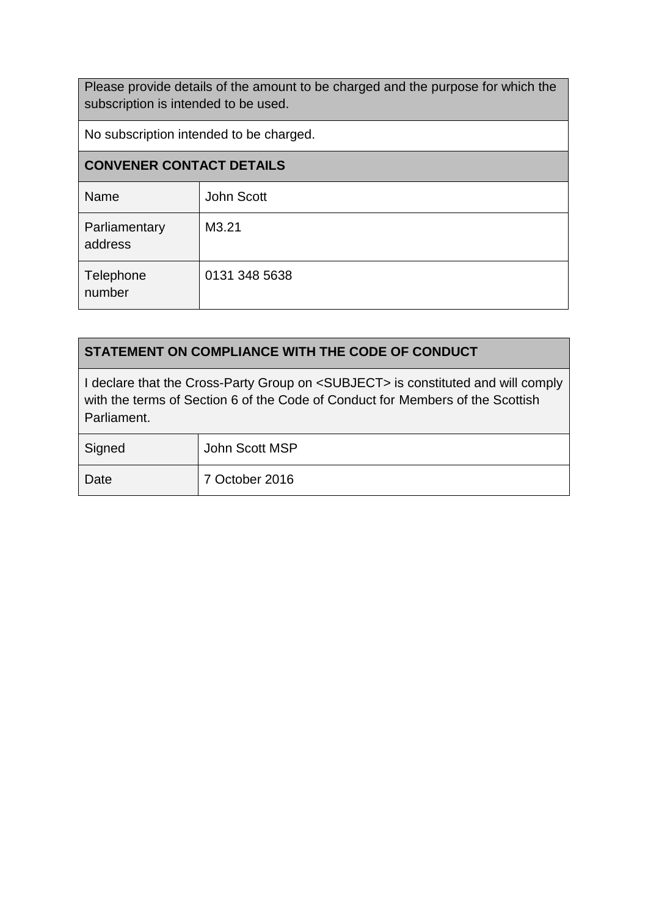| Please provide details of the amount to be charged and the purpose for which the subscription is intended to be used. | |
|---|---|
| No subscription intended to be charged. | |
| **CONVENER CONTACT DETAILS** | |
| Name | John Scott |
| Parliamentary address | M3.21 |
| Telephone number | 0131 348 5638 |

| **STATEMENT ON COMPLIANCE WITH THE CODE OF CONDUCT** | |
|---|---|
| I declare that the Cross-Party Group on <SUBJECT> is constituted and will comply with the terms of Section 6 of the Code of Conduct for Members of the Scottish Parliament. | |
| Signed | John Scott MSP |
| Date | 7 October 2016 |